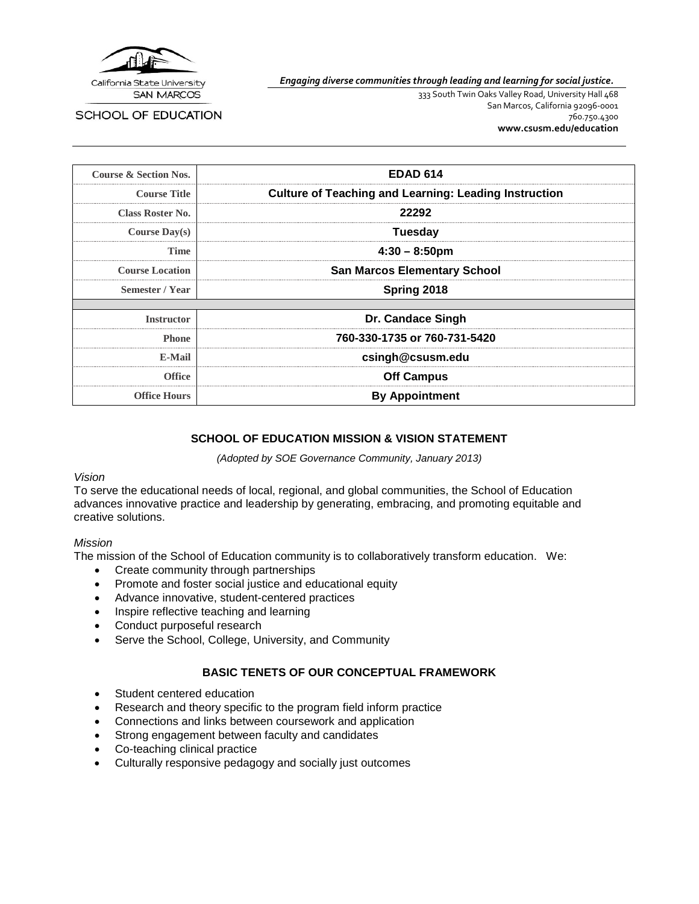California State University
SAN MARCOS

SCHOOL OF EDUCATION

*Engaging diverse communities through leading and learning for social justice.*

333 South Twin Oaks Valley Road, University Hall 468
San Marcos, California 92096-0001
760.750.4300
**www.csusm.edu/education**

| | |
|---|---|
| **Course & Section Nos.** | **EDAD 614** |
| **Course Title** | **Culture of Teaching and Learning: Leading Instruction** |
| **Class Roster No.** | **22292** |
| **Course Day(s)** | **Tuesday** |
| **Time** | **4:30 – 8:50pm** |
| **Course Location** | **San Marcos Elementary School** |
| **Semester / Year** | **Spring 2018** |
| | |
| **Instructor** | **Dr. Candace Singh** |
| **Phone** | **760-330-1735 or 760-731-5420** |
| **E-Mail** | **csingh@csusm.edu** |
| **Office** | **Off Campus** |
| **Office Hours** | **By Appointment** |

## SCHOOL OF EDUCATION MISSION & VISION STATEMENT

*(Adopted by SOE Governance Community, January 2013)*

*Vision*

To serve the educational needs of local, regional, and global communities, the School of Education advances innovative practice and leadership by generating, embracing, and promoting equitable and creative solutions.

*Mission*

The mission of the School of Education community is to collaboratively transform education. We:

- Create community through partnerships
- Promote and foster social justice and educational equity
- Advance innovative, student-centered practices
- Inspire reflective teaching and learning
- Conduct purposeful research
- Serve the School, College, University, and Community

## BASIC TENETS OF OUR CONCEPTUAL FRAMEWORK

- Student centered education
- Research and theory specific to the program field inform practice
- Connections and links between coursework and application
- Strong engagement between faculty and candidates
- Co-teaching clinical practice
- Culturally responsive pedagogy and socially just outcomes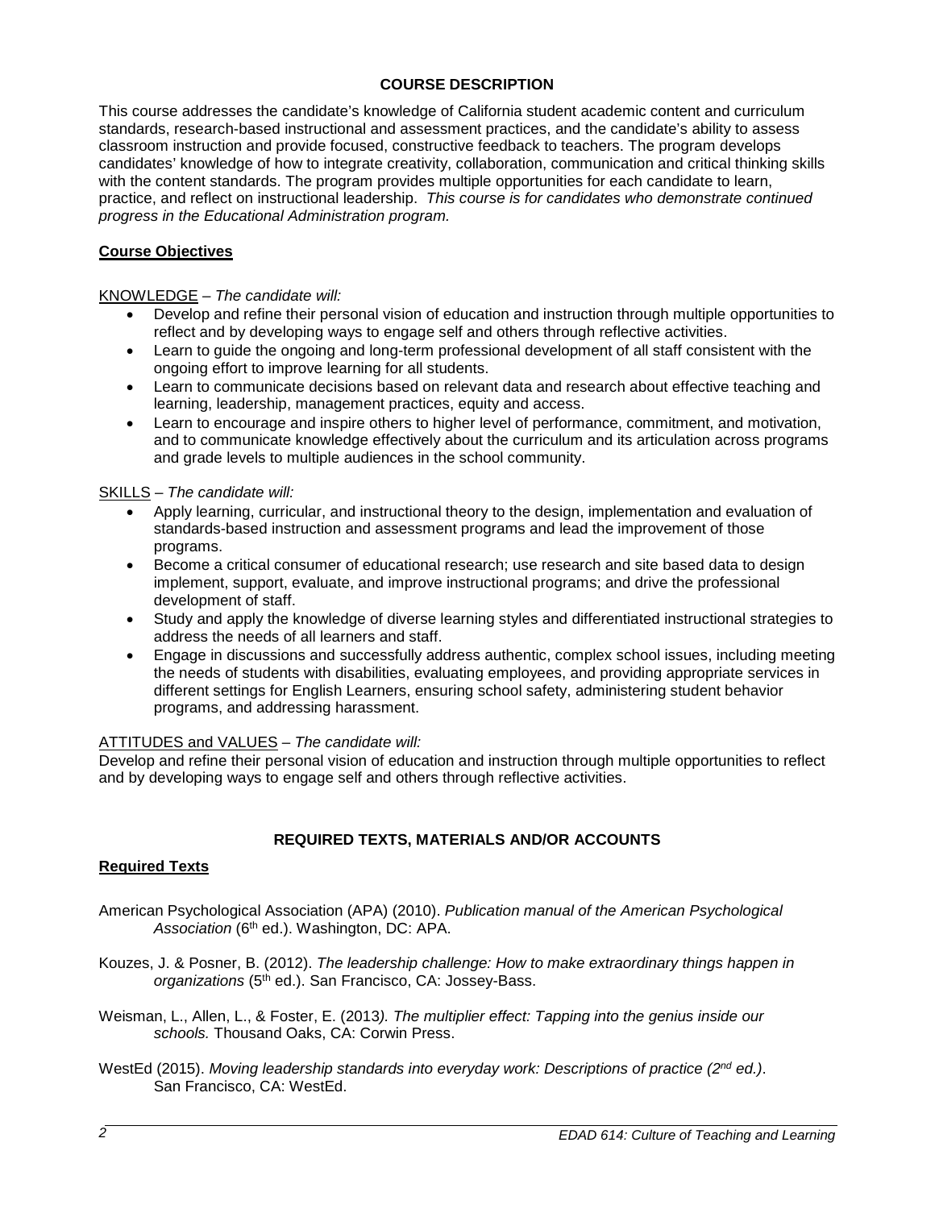## COURSE DESCRIPTION

This course addresses the candidate's knowledge of California student academic content and curriculum standards, research-based instructional and assessment practices, and the candidate's ability to assess classroom instruction and provide focused, constructive feedback to teachers. The program develops candidates' knowledge of how to integrate creativity, collaboration, communication and critical thinking skills with the content standards. The program provides multiple opportunities for each candidate to learn, practice, and reflect on instructional leadership. *This course is for candidates who demonstrate continued progress in the Educational Administration program.*

### Course Objectives

KNOWLEDGE – *The candidate will:*

- Develop and refine their personal vision of education and instruction through multiple opportunities to reflect and by developing ways to engage self and others through reflective activities.
- Learn to guide the ongoing and long-term professional development of all staff consistent with the ongoing effort to improve learning for all students.
- Learn to communicate decisions based on relevant data and research about effective teaching and learning, leadership, management practices, equity and access.
- Learn to encourage and inspire others to higher level of performance, commitment, and motivation, and to communicate knowledge effectively about the curriculum and its articulation across programs and grade levels to multiple audiences in the school community.

SKILLS – *The candidate will:*

- Apply learning, curricular, and instructional theory to the design, implementation and evaluation of standards-based instruction and assessment programs and lead the improvement of those programs.
- Become a critical consumer of educational research; use research and site based data to design implement, support, evaluate, and improve instructional programs; and drive the professional development of staff.
- Study and apply the knowledge of diverse learning styles and differentiated instructional strategies to address the needs of all learners and staff.
- Engage in discussions and successfully address authentic, complex school issues, including meeting the needs of students with disabilities, evaluating employees, and providing appropriate services in different settings for English Learners, ensuring school safety, administering student behavior programs, and addressing harassment.

ATTITUDES and VALUES – *The candidate will:*

Develop and refine their personal vision of education and instruction through multiple opportunities to reflect and by developing ways to engage self and others through reflective activities.

## REQUIRED TEXTS, MATERIALS AND/OR ACCOUNTS

### Required Texts

American Psychological Association (APA) (2010). *Publication manual of the American Psychological Association* (6th ed.). Washington, DC: APA.

Kouzes, J. & Posner, B. (2012). *The leadership challenge: How to make extraordinary things happen in organizations* (5th ed.). San Francisco, CA: Jossey-Bass.

Weisman, L., Allen, L., & Foster, E. (2013*). The multiplier effect: Tapping into the genius inside our schools.* Thousand Oaks, CA: Corwin Press.

WestEd (2015). *Moving leadership standards into everyday work: Descriptions of practice (2nd ed.)*. San Francisco, CA: WestEd.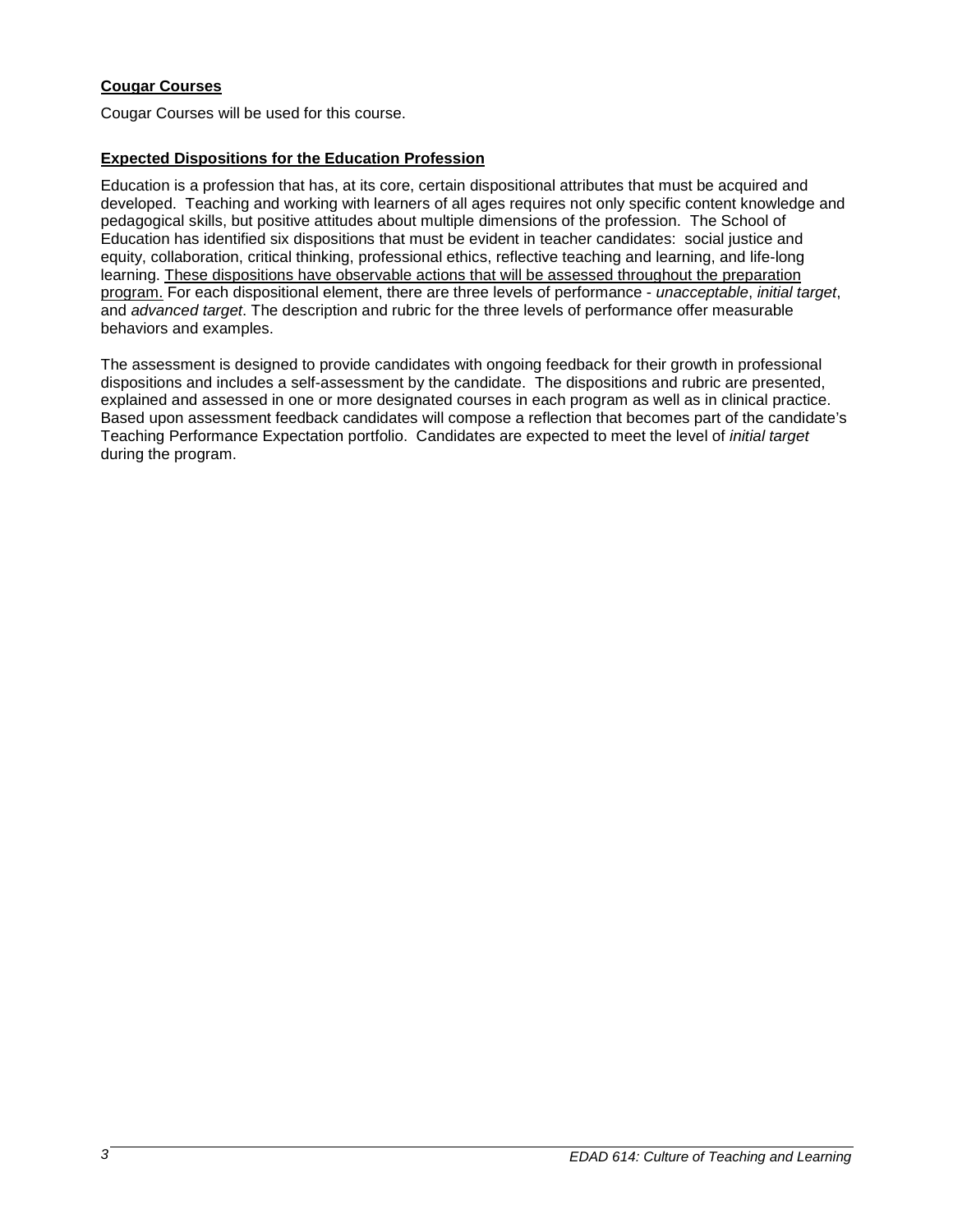## Cougar Courses

Cougar Courses will be used for this course.

## Expected Dispositions for the Education Profession

Education is a profession that has, at its core, certain dispositional attributes that must be acquired and developed. Teaching and working with learners of all ages requires not only specific content knowledge and pedagogical skills, but positive attitudes about multiple dimensions of the profession. The School of Education has identified six dispositions that must be evident in teacher candidates: social justice and equity, collaboration, critical thinking, professional ethics, reflective teaching and learning, and life-long learning. <u>These dispositions have observable actions that will be assessed throughout the preparation program.</u> For each dispositional element, there are three levels of performance - *unacceptable*, *initial target*, and *advanced target*. The description and rubric for the three levels of performance offer measurable behaviors and examples.

The assessment is designed to provide candidates with ongoing feedback for their growth in professional dispositions and includes a self-assessment by the candidate. The dispositions and rubric are presented, explained and assessed in one or more designated courses in each program as well as in clinical practice. Based upon assessment feedback candidates will compose a reflection that becomes part of the candidate's Teaching Performance Expectation portfolio. Candidates are expected to meet the level of *initial target* during the program.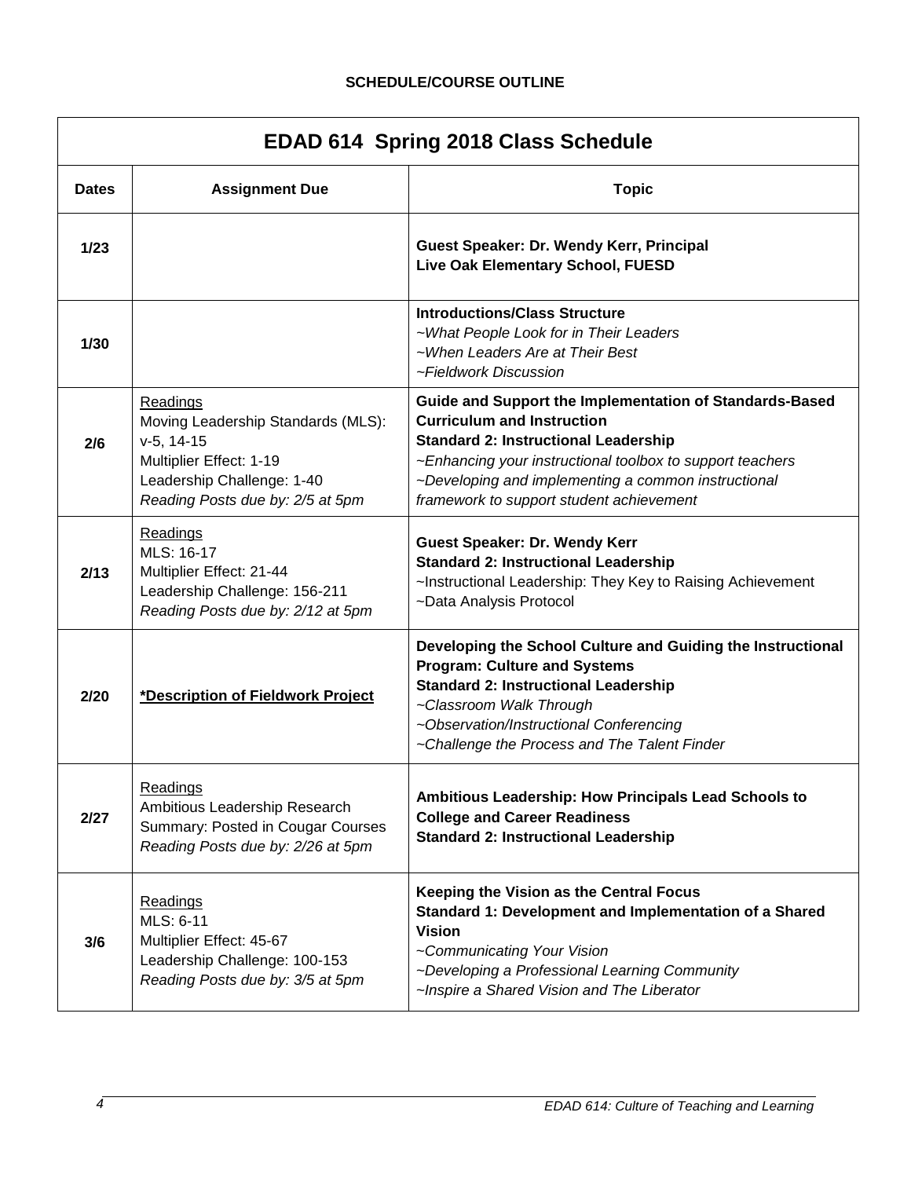**SCHEDULE/COURSE OUTLINE**

| EDAD 614 Spring 2018 Class Schedule | | |
|---|---|---|
| **Dates** | **Assignment Due** | **Topic** |
| **1/23** | | **Guest Speaker: Dr. Wendy Kerr, Principal**<br>**Live Oak Elementary School, FUESD** |
| **1/30** | | **Introductions/Class Structure**<br>*~What People Look for in Their Leaders*<br>*~When Leaders Are at Their Best*<br>*~Fieldwork Discussion* |
| **2/6** | <u>Readings</u><br>Moving Leadership Standards (MLS): v-5, 14-15<br>Multiplier Effect: 1-19<br>Leadership Challenge: 1-40<br>*Reading Posts due by: 2/5 at 5pm* | **Guide and Support the Implementation of Standards-Based Curriculum and Instruction**<br>**Standard 2: Instructional Leadership**<br>*~Enhancing your instructional toolbox to support teachers*<br>*~Developing and implementing a common instructional framework to support student achievement* |
| **2/13** | <u>Readings</u><br>MLS: 16-17<br>Multiplier Effect: 21-44<br>Leadership Challenge: 156-211<br>*Reading Posts due by: 2/12 at 5pm* | **Guest Speaker: Dr. Wendy Kerr**<br>**Standard 2: Instructional Leadership**<br>~Instructional Leadership: They Key to Raising Achievement<br>~Data Analysis Protocol |
| **2/20** | **<u>*Description of Fieldwork Project</u>** | **Developing the School Culture and Guiding the Instructional Program: Culture and Systems**<br>**Standard 2: Instructional Leadership**<br>*~Classroom Walk Through*<br>*~Observation/Instructional Conferencing*<br>*~Challenge the Process and The Talent Finder* |
| **2/27** | <u>Readings</u><br>Ambitious Leadership Research Summary: Posted in Cougar Courses<br>*Reading Posts due by: 2/26 at 5pm* | **Ambitious Leadership: How Principals Lead Schools to College and Career Readiness**<br>**Standard 2: Instructional Leadership** |
| **3/6** | <u>Readings</u><br>MLS: 6-11<br>Multiplier Effect: 45-67<br>Leadership Challenge: 100-153<br>*Reading Posts due by: 3/5 at 5pm* | **Keeping the Vision as the Central Focus**<br>**Standard 1: Development and Implementation of a Shared Vision**<br>*~Communicating Your Vision*<br>*~Developing a Professional Learning Community*<br>*~Inspire a Shared Vision and The Liberator* |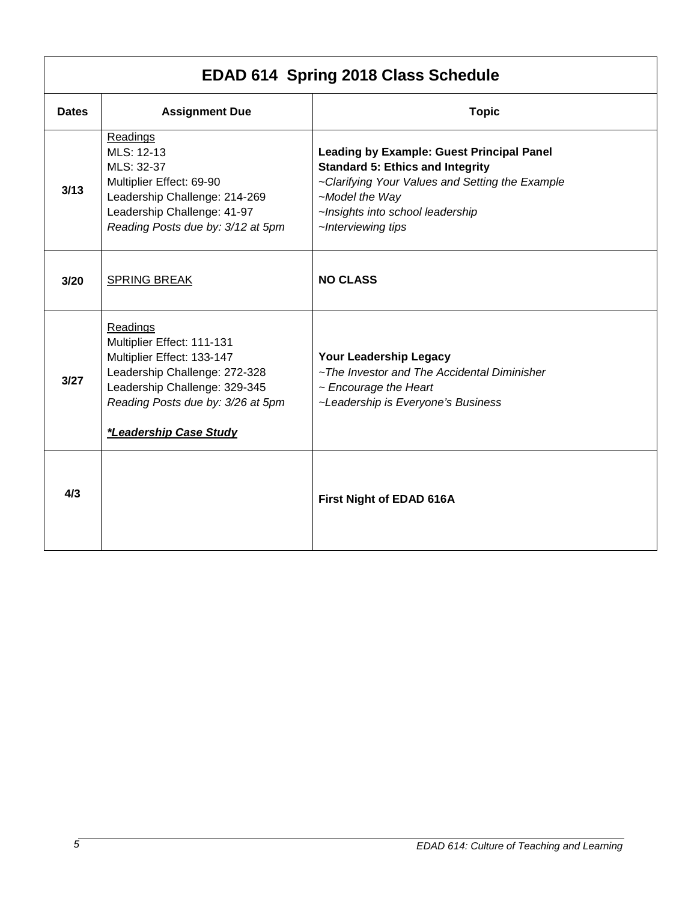| EDAD 614 Spring 2018 Class Schedule | | |
|---|---|---|
| **Dates** | **Assignment Due** | **Topic** |
| **3/13** | Readings<br>MLS: 12-13<br>MLS: 32-37<br>Multiplier Effect: 69-90<br>Leadership Challenge: 214-269<br>Leadership Challenge: 41-97<br>*Reading Posts due by: 3/12 at 5pm* | **Leading by Example: Guest Principal Panel**<br>**Standard 5: Ethics and Integrity**<br>*~Clarifying Your Values and Setting the Example*<br>*~Model the Way*<br>*~Insights into school leadership*<br>*~Interviewing tips* |
| **3/20** | SPRING BREAK | **NO CLASS** |
| **3/27** | Readings<br>Multiplier Effect: 111-131<br>Multiplier Effect: 133-147<br>Leadership Challenge: 272-328<br>Leadership Challenge: 329-345<br>*Reading Posts due by: 3/26 at 5pm*<br><br>***\*Leadership Case Study*** | **Your Leadership Legacy**<br>*~The Investor and The Accidental Diminisher*<br>*~ Encourage the Heart*<br>*~Leadership is Everyone's Business* |
| **4/3** | | **First Night of EDAD 616A** |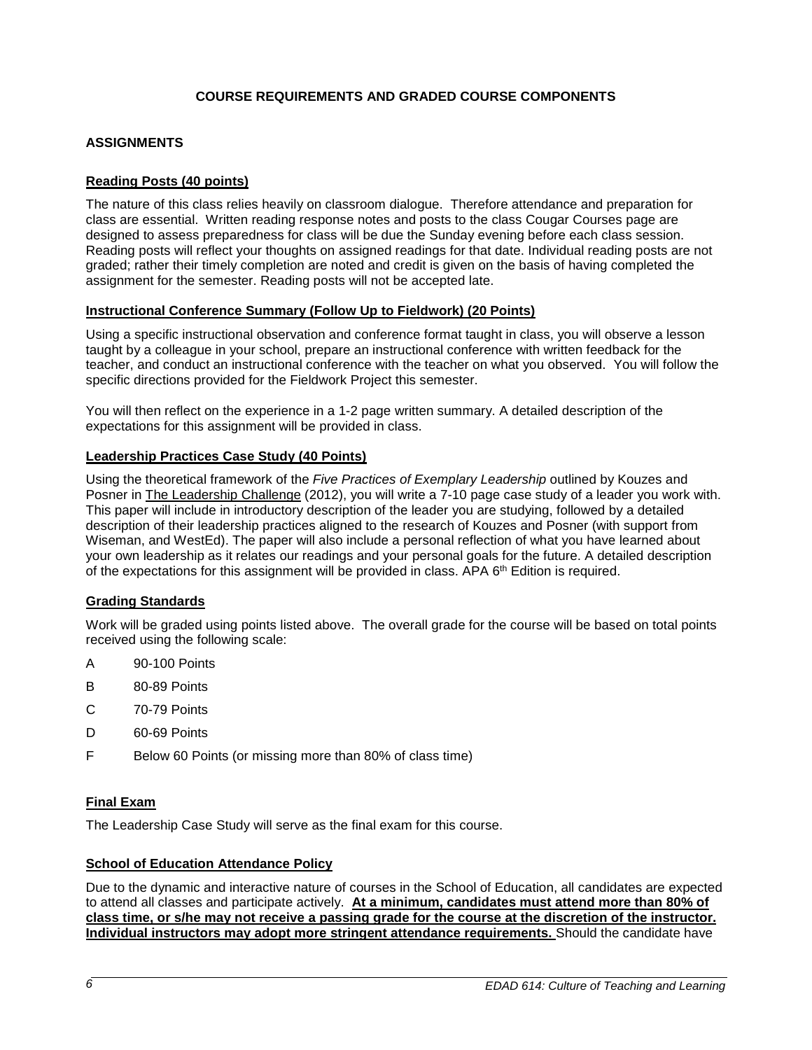## COURSE REQUIREMENTS AND GRADED COURSE COMPONENTS

### ASSIGNMENTS

**Reading Posts (40 points)**

The nature of this class relies heavily on classroom dialogue. Therefore attendance and preparation for class are essential. Written reading response notes and posts to the class Cougar Courses page are designed to assess preparedness for class will be due the Sunday evening before each class session. Reading posts will reflect your thoughts on assigned readings for that date. Individual reading posts are not graded; rather their timely completion are noted and credit is given on the basis of having completed the assignment for the semester. Reading posts will not be accepted late.

**Instructional Conference Summary (Follow Up to Fieldwork) (20 Points)**

Using a specific instructional observation and conference format taught in class, you will observe a lesson taught by a colleague in your school, prepare an instructional conference with written feedback for the teacher, and conduct an instructional conference with the teacher on what you observed. You will follow the specific directions provided for the Fieldwork Project this semester.

You will then reflect on the experience in a 1-2 page written summary. A detailed description of the expectations for this assignment will be provided in class.

**Leadership Practices Case Study (40 Points)**

Using the theoretical framework of the *Five Practices of Exemplary Leadership* outlined by Kouzes and Posner in The Leadership Challenge (2012), you will write a 7-10 page case study of a leader you work with. This paper will include in introductory description of the leader you are studying, followed by a detailed description of their leadership practices aligned to the research of Kouzes and Posner (with support from Wiseman, and WestEd). The paper will also include a personal reflection of what you have learned about your own leadership as it relates our readings and your personal goals for the future. A detailed description of the expectations for this assignment will be provided in class. APA 6th Edition is required.

**Grading Standards**

Work will be graded using points listed above. The overall grade for the course will be based on total points received using the following scale:

- A 90-100 Points
- B 80-89 Points
- C 70-79 Points
- D 60-69 Points
- F Below 60 Points (or missing more than 80% of class time)

**Final Exam**

The Leadership Case Study will serve as the final exam for this course.

**School of Education Attendance Policy**

Due to the dynamic and interactive nature of courses in the School of Education, all candidates are expected to attend all classes and participate actively. **At a minimum, candidates must attend more than 80% of class time, or s/he may not receive a passing grade for the course at the discretion of the instructor. Individual instructors may adopt more stringent attendance requirements.** Should the candidate have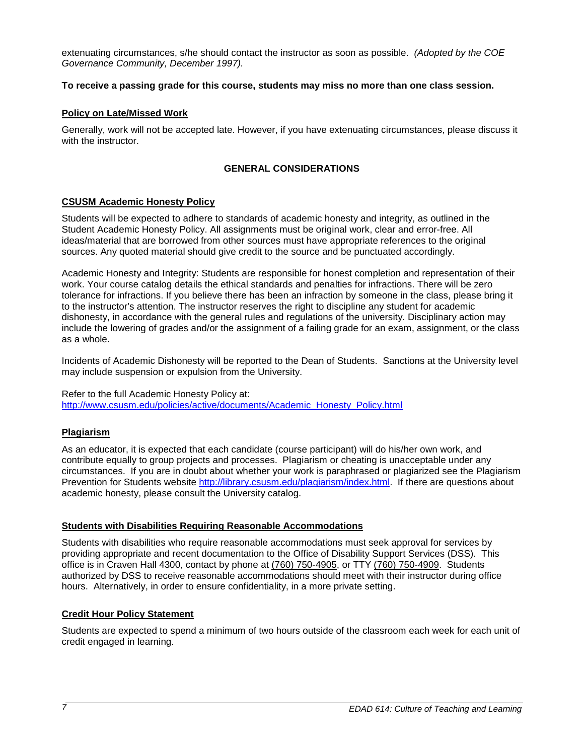extenuating circumstances, s/he should contact the instructor as soon as possible. *(Adopted by the COE Governance Community, December 1997).*

**To receive a passing grade for this course, students may miss no more than one class session.**

**Policy on Late/Missed Work**

Generally, work will not be accepted late. However, if you have extenuating circumstances, please discuss it with the instructor.

## GENERAL CONSIDERATIONS

**CSUSM Academic Honesty Policy**

Students will be expected to adhere to standards of academic honesty and integrity, as outlined in the Student Academic Honesty Policy. All assignments must be original work, clear and error-free. All ideas/material that are borrowed from other sources must have appropriate references to the original sources. Any quoted material should give credit to the source and be punctuated accordingly.

Academic Honesty and Integrity: Students are responsible for honest completion and representation of their work. Your course catalog details the ethical standards and penalties for infractions. There will be zero tolerance for infractions. If you believe there has been an infraction by someone in the class, please bring it to the instructor's attention. The instructor reserves the right to discipline any student for academic dishonesty, in accordance with the general rules and regulations of the university. Disciplinary action may include the lowering of grades and/or the assignment of a failing grade for an exam, assignment, or the class as a whole.

Incidents of Academic Dishonesty will be reported to the Dean of Students. Sanctions at the University level may include suspension or expulsion from the University.

Refer to the full Academic Honesty Policy at:
http://www.csusm.edu/policies/active/documents/Academic_Honesty_Policy.html

**Plagiarism**

As an educator, it is expected that each candidate (course participant) will do his/her own work, and contribute equally to group projects and processes. Plagiarism or cheating is unacceptable under any circumstances. If you are in doubt about whether your work is paraphrased or plagiarized see the Plagiarism Prevention for Students website http://library.csusm.edu/plagiarism/index.html. If there are questions about academic honesty, please consult the University catalog.

**Students with Disabilities Requiring Reasonable Accommodations**

Students with disabilities who require reasonable accommodations must seek approval for services by providing appropriate and recent documentation to the Office of Disability Support Services (DSS). This office is in Craven Hall 4300, contact by phone at (760) 750-4905, or TTY (760) 750-4909. Students authorized by DSS to receive reasonable accommodations should meet with their instructor during office hours. Alternatively, in order to ensure confidentiality, in a more private setting.

**Credit Hour Policy Statement**

Students are expected to spend a minimum of two hours outside of the classroom each week for each unit of credit engaged in learning.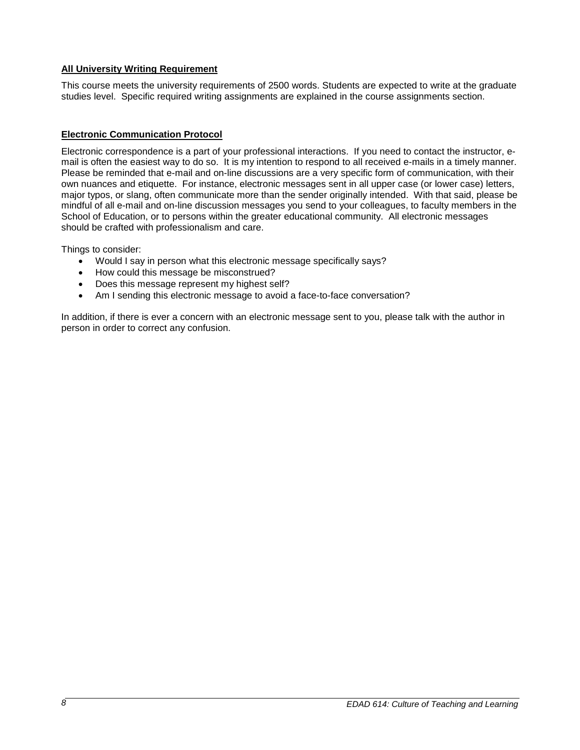**All University Writing Requirement**

This course meets the university requirements of 2500 words. Students are expected to write at the graduate studies level. Specific required writing assignments are explained in the course assignments section.

**Electronic Communication Protocol**

Electronic correspondence is a part of your professional interactions. If you need to contact the instructor, e-mail is often the easiest way to do so. It is my intention to respond to all received e-mails in a timely manner. Please be reminded that e-mail and on-line discussions are a very specific form of communication, with their own nuances and etiquette. For instance, electronic messages sent in all upper case (or lower case) letters, major typos, or slang, often communicate more than the sender originally intended. With that said, please be mindful of all e-mail and on-line discussion messages you send to your colleagues, to faculty members in the School of Education, or to persons within the greater educational community. All electronic messages should be crafted with professionalism and care.

Things to consider:

- Would I say in person what this electronic message specifically says?
- How could this message be misconstrued?
- Does this message represent my highest self?
- Am I sending this electronic message to avoid a face-to-face conversation?

In addition, if there is ever a concern with an electronic message sent to you, please talk with the author in person in order to correct any confusion.